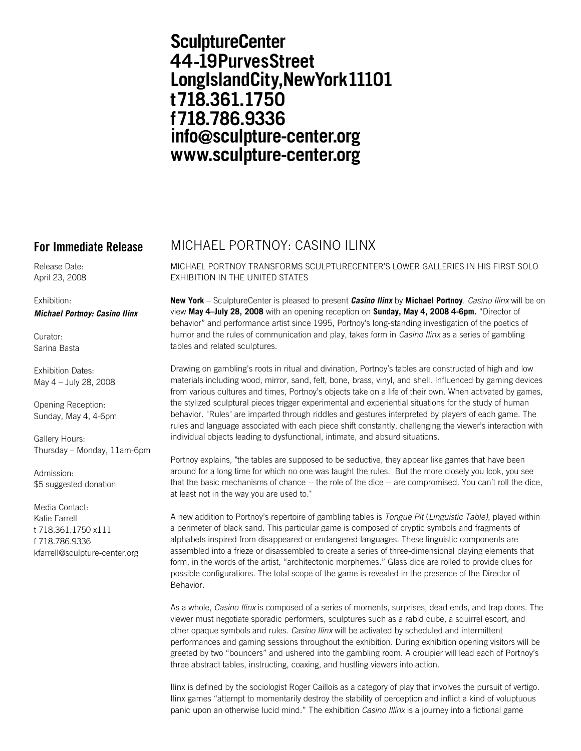**SculptureCenter**
**44-19PurvesStreet**
**LongIslandCity,NewYork11101**
**t718.361.1750**
**f718.786.9336**
**info@sculpture-center.org**
**www.sculpture-center.org**

## For Immediate Release

Release Date:
April 23, 2008

Exhibition:
***Michael Portnoy: Casino Ilinx***

Curator:
Sarina Basta

Exhibition Dates:
May 4 – July 28, 2008

Opening Reception:
Sunday, May 4, 4-6pm

Gallery Hours:
Thursday – Monday, 11am-6pm

Admission:
$5 suggested donation

Media Contact:
Katie Farrell
t 718.361.1750 x111
f 718.786.9336
kfarrell@sculpture-center.org

# MICHAEL PORTNOY: CASINO ILINX

MICHAEL PORTNOY TRANSFORMS SCULPTURECENTER'S LOWER GALLERIES IN HIS FIRST SOLO EXHIBITION IN THE UNITED STATES

**New York** – SculptureCenter is pleased to present ***Casino Ilinx*** by **Michael Portnoy**. *Casino Ilinx* will be on view **May 4–July 28, 2008** with an opening reception on **Sunday, May 4, 2008 4-6pm.** "Director of behavior" and performance artist since 1995, Portnoy's long-standing investigation of the poetics of humor and the rules of communication and play, takes form in *Casino Ilinx* as a series of gambling tables and related sculptures.

Drawing on gambling's roots in ritual and divination, Portnoy's tables are constructed of high and low materials including wood, mirror, sand, felt, bone, brass, vinyl, and shell. Influenced by gaming devices from various cultures and times, Portnoy's objects take on a life of their own. When activated by games, the stylized sculptural pieces trigger experimental and experiential situations for the study of human behavior. "Rules" are imparted through riddles and gestures interpreted by players of each game. The rules and language associated with each piece shift constantly, challenging the viewer's interaction with individual objects leading to dysfunctional, intimate, and absurd situations.

Portnoy explains, "the tables are supposed to be seductive, they appear like games that have been around for a long time for which no one was taught the rules. But the more closely you look, you see that the basic mechanisms of chance -- the role of the dice -- are compromised. You can't roll the dice, at least not in the way you are used to."

A new addition to Portnoy's repertoire of gambling tables is *Tongue Pit* (*Linguistic Table)*, played within a perimeter of black sand. This particular game is composed of cryptic symbols and fragments of alphabets inspired from disappeared or endangered languages. These linguistic components are assembled into a frieze or disassembled to create a series of three-dimensional playing elements that form, in the words of the artist, "architectonic morphemes." Glass dice are rolled to provide clues for possible configurations. The total scope of the game is revealed in the presence of the Director of Behavior.

As a whole, *Casino Ilinx* is composed of a series of moments, surprises, dead ends, and trap doors. The viewer must negotiate sporadic performers, sculptures such as a rabid cube, a squirrel escort, and other opaque symbols and rules. *Casino Ilinx* will be activated by scheduled and intermittent performances and gaming sessions throughout the exhibition. During exhibition opening visitors will be greeted by two "bouncers" and ushered into the gambling room. A croupier will lead each of Portnoy's three abstract tables, instructing, coaxing, and hustling viewers into action.

Ilinx is defined by the sociologist Roger Caillois as a category of play that involves the pursuit of vertigo. Ilinx games "attempt to momentarily destroy the stability of perception and inflict a kind of voluptuous panic upon an otherwise lucid mind." The exhibition *Casino Illinx* is a journey into a fictional game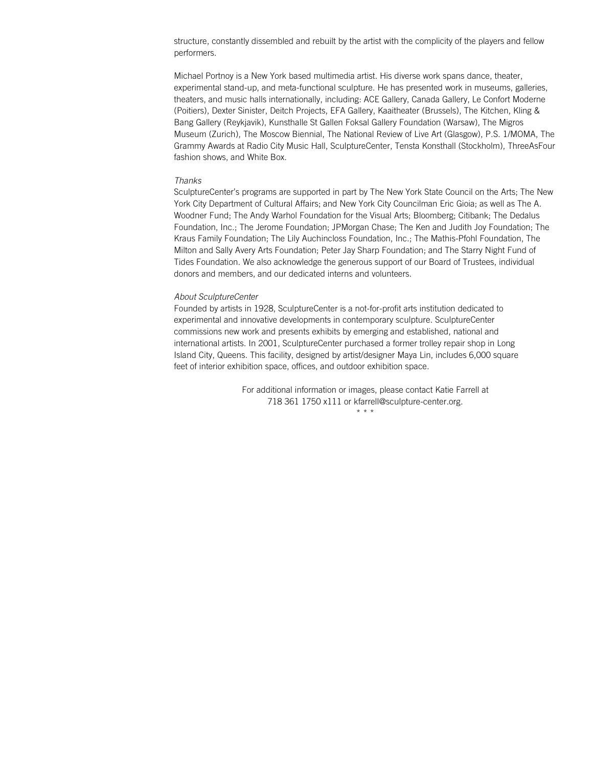structure, constantly dissembled and rebuilt by the artist with the complicity of the players and fellow performers.

Michael Portnoy is a New York based multimedia artist. His diverse work spans dance, theater, experimental stand-up, and meta-functional sculpture. He has presented work in museums, galleries, theaters, and music halls internationally, including: ACE Gallery, Canada Gallery, Le Confort Moderne (Poitiers), Dexter Sinister, Deitch Projects, EFA Gallery, Kaaitheater (Brussels), The Kitchen, Kling & Bang Gallery (Reykjavik), Kunsthalle St Gallen Foksal Gallery Foundation (Warsaw), The Migros Museum (Zurich), The Moscow Biennial, The National Review of Live Art (Glasgow), P.S. 1/MOMA, The Grammy Awards at Radio City Music Hall, SculptureCenter, Tensta Konsthall (Stockholm), ThreeAsFour fashion shows, and White Box.

*Thanks*
SculptureCenter's programs are supported in part by The New York State Council on the Arts; The New York City Department of Cultural Affairs; and New York City Councilman Eric Gioia; as well as The A. Woodner Fund; The Andy Warhol Foundation for the Visual Arts; Bloomberg; Citibank; The Dedalus Foundation, Inc.; The Jerome Foundation; JPMorgan Chase; The Ken and Judith Joy Foundation; The Kraus Family Foundation; The Lily Auchincloss Foundation, Inc.; The Mathis-Pfohl Foundation, The Milton and Sally Avery Arts Foundation; Peter Jay Sharp Foundation; and The Starry Night Fund of Tides Foundation. We also acknowledge the generous support of our Board of Trustees, individual donors and members, and our dedicated interns and volunteers.

*About SculptureCenter*
Founded by artists in 1928, SculptureCenter is a not-for-profit arts institution dedicated to experimental and innovative developments in contemporary sculpture. SculptureCenter commissions new work and presents exhibits by emerging and established, national and international artists. In 2001, SculptureCenter purchased a former trolley repair shop in Long Island City, Queens. This facility, designed by artist/designer Maya Lin, includes 6,000 square feet of interior exhibition space, offices, and outdoor exhibition space.

For additional information or images, please contact Katie Farrell at 718 361 1750 x111 or kfarrell@sculpture-center.org.

\* \* \*